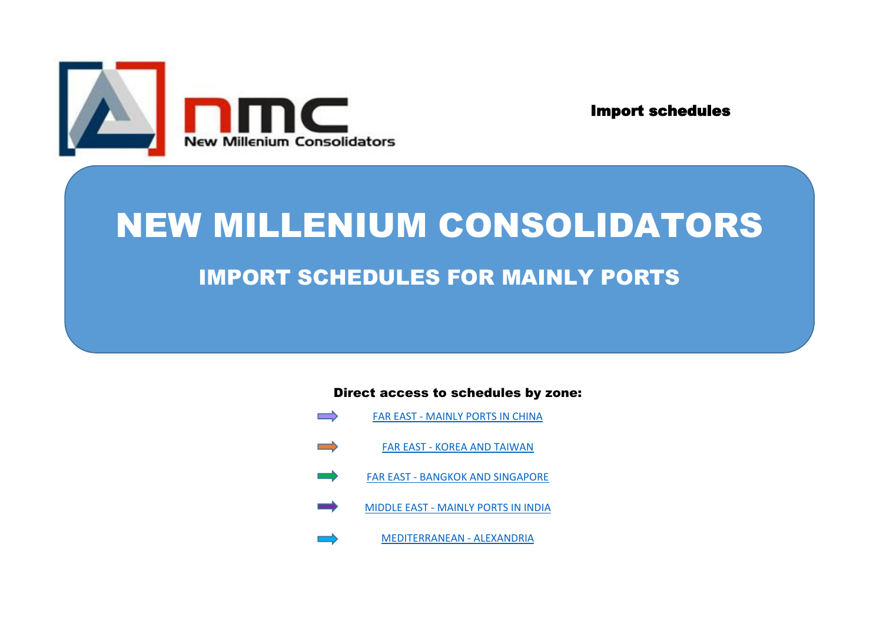nmc

New Millenium Consolidators

**Import schedules**

# NEW MILLENIUM CONSOLIDATORS

## IMPORT SCHEDULES FOR MAINLY PORTS

**Direct access to schedules by zone:**

- FAR EAST - MAINLY PORTS IN CHINA
- FAR EAST - KOREA AND TAIWAN
- FAR EAST - BANGKOK AND SINGAPORE
- MIDDLE EAST - MAINLY PORTS IN INDIA
- MEDITERRANEAN - ALEXANDRIA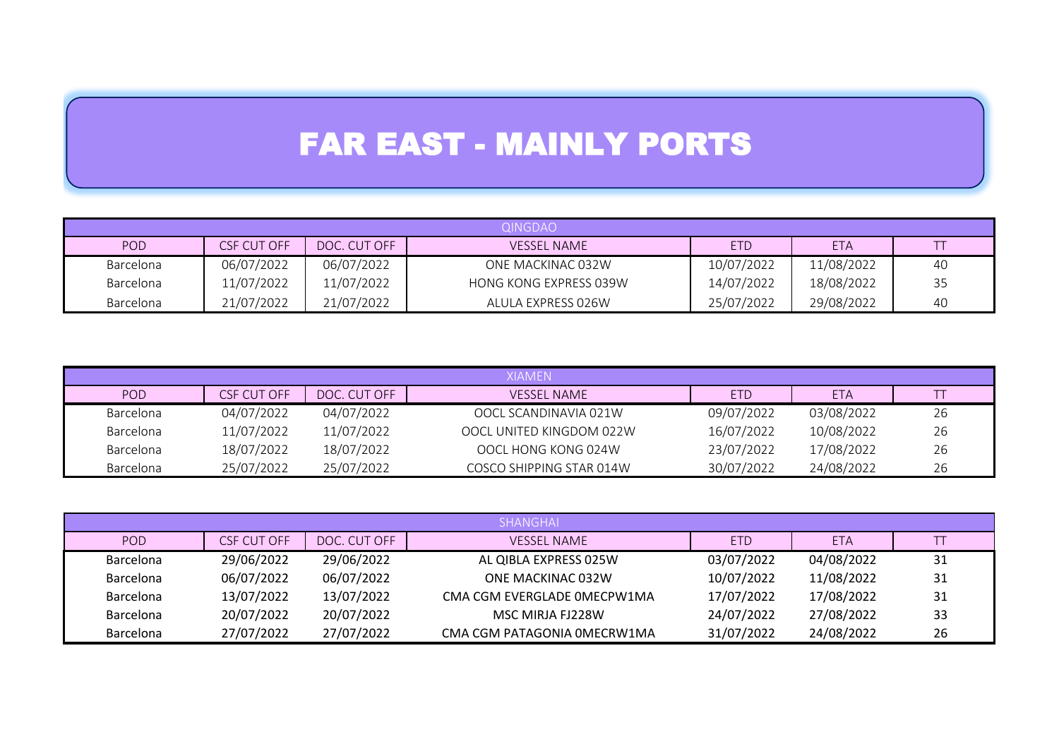# FAR EAST - MAINLY PORTS

| QINGDAO | | | | | | |
|---|---|---|---|---|---|---|
| POD | CSF CUT OFF | DOC. CUT OFF | VESSEL NAME | ETD | ETA | TT |
| Barcelona | 06/07/2022 | 06/07/2022 | ONE MACKINAC 032W | 10/07/2022 | 11/08/2022 | 40 |
| Barcelona | 11/07/2022 | 11/07/2022 | HONG KONG EXPRESS 039W | 14/07/2022 | 18/08/2022 | 35 |
| Barcelona | 21/07/2022 | 21/07/2022 | ALULA EXPRESS 026W | 25/07/2022 | 29/08/2022 | 40 |

| XIAMEN | | | | | | |
|---|---|---|---|---|---|---|
| POD | CSF CUT OFF | DOC. CUT OFF | VESSEL NAME | ETD | ETA | TT |
| Barcelona | 04/07/2022 | 04/07/2022 | OOCL SCANDINAVIA 021W | 09/07/2022 | 03/08/2022 | 26 |
| Barcelona | 11/07/2022 | 11/07/2022 | OOCL UNITED KINGDOM 022W | 16/07/2022 | 10/08/2022 | 26 |
| Barcelona | 18/07/2022 | 18/07/2022 | OOCL HONG KONG 024W | 23/07/2022 | 17/08/2022 | 26 |
| Barcelona | 25/07/2022 | 25/07/2022 | COSCO SHIPPING STAR 014W | 30/07/2022 | 24/08/2022 | 26 |

| SHANGHAI | | | | | | |
|---|---|---|---|---|---|---|
| POD | CSF CUT OFF | DOC. CUT OFF | VESSEL NAME | ETD | ETA | TT |
| Barcelona | 29/06/2022 | 29/06/2022 | AL QIBLA EXPRESS 025W | 03/07/2022 | 04/08/2022 | 31 |
| Barcelona | 06/07/2022 | 06/07/2022 | ONE MACKINAC 032W | 10/07/2022 | 11/08/2022 | 31 |
| Barcelona | 13/07/2022 | 13/07/2022 | CMA CGM EVERGLADE 0MECPW1MA | 17/07/2022 | 17/08/2022 | 31 |
| Barcelona | 20/07/2022 | 20/07/2022 | MSC MIRJA FJ228W | 24/07/2022 | 27/08/2022 | 33 |
| Barcelona | 27/07/2022 | 27/07/2022 | CMA CGM PATAGONIA 0MECRW1MA | 31/07/2022 | 24/08/2022 | 26 |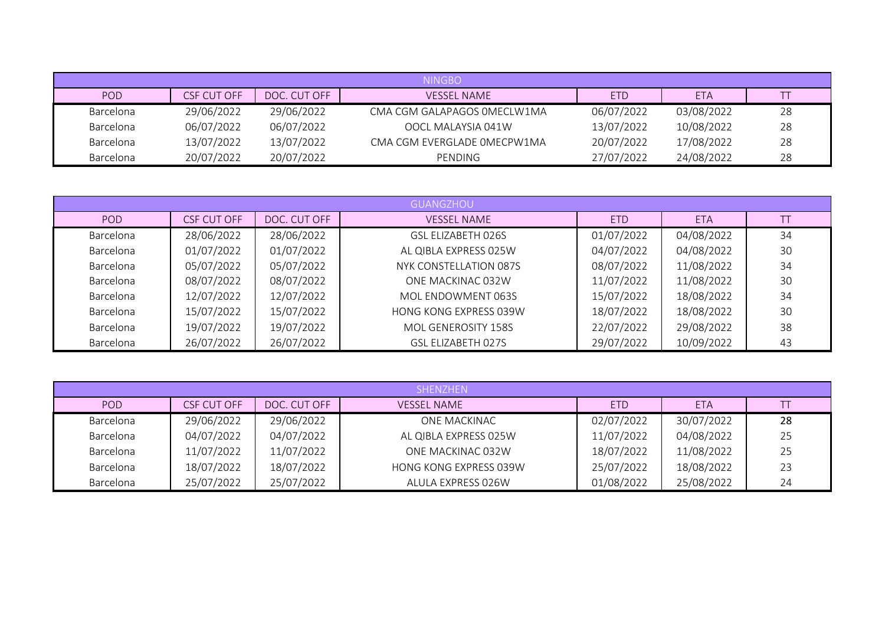| NINGBO | | | | | | |
|---|---|---|---|---|---|---|
| POD | CSF CUT OFF | DOC. CUT OFF | VESSEL NAME | ETD | ETA | TT |
| Barcelona | 29/06/2022 | 29/06/2022 | CMA CGM GALAPAGOS 0MECLW1MA | 06/07/2022 | 03/08/2022 | 28 |
| Barcelona | 06/07/2022 | 06/07/2022 | OOCL MALAYSIA 041W | 13/07/2022 | 10/08/2022 | 28 |
| Barcelona | 13/07/2022 | 13/07/2022 | CMA CGM EVERGLADE 0MECPW1MA | 20/07/2022 | 17/08/2022 | 28 |
| Barcelona | 20/07/2022 | 20/07/2022 | PENDING | 27/07/2022 | 24/08/2022 | 28 |

| GUANGZHOU | | | | | | |
|---|---|---|---|---|---|---|
| POD | CSF CUT OFF | DOC. CUT OFF | VESSEL NAME | ETD | ETA | TT |
| Barcelona | 28/06/2022 | 28/06/2022 | GSL ELIZABETH 026S | 01/07/2022 | 04/08/2022 | 34 |
| Barcelona | 01/07/2022 | 01/07/2022 | AL QIBLA EXPRESS 025W | 04/07/2022 | 04/08/2022 | 30 |
| Barcelona | 05/07/2022 | 05/07/2022 | NYK CONSTELLATION 087S | 08/07/2022 | 11/08/2022 | 34 |
| Barcelona | 08/07/2022 | 08/07/2022 | ONE MACKINAC 032W | 11/07/2022 | 11/08/2022 | 30 |
| Barcelona | 12/07/2022 | 12/07/2022 | MOL ENDOWMENT 063S | 15/07/2022 | 18/08/2022 | 34 |
| Barcelona | 15/07/2022 | 15/07/2022 | HONG KONG EXPRESS 039W | 18/07/2022 | 18/08/2022 | 30 |
| Barcelona | 19/07/2022 | 19/07/2022 | MOL GENEROSITY 158S | 22/07/2022 | 29/08/2022 | 38 |
| Barcelona | 26/07/2022 | 26/07/2022 | GSL ELIZABETH 027S | 29/07/2022 | 10/09/2022 | 43 |

| SHENZHEN | | | | | | |
|---|---|---|---|---|---|---|
| POD | CSF CUT OFF | DOC. CUT OFF | VESSEL NAME | ETD | ETA | TT |
| Barcelona | 29/06/2022 | 29/06/2022 | ONE MACKINAC | 02/07/2022 | 30/07/2022 | 28 |
| Barcelona | 04/07/2022 | 04/07/2022 | AL QIBLA EXPRESS 025W | 11/07/2022 | 04/08/2022 | 25 |
| Barcelona | 11/07/2022 | 11/07/2022 | ONE MACKINAC 032W | 18/07/2022 | 11/08/2022 | 25 |
| Barcelona | 18/07/2022 | 18/07/2022 | HONG KONG EXPRESS 039W | 25/07/2022 | 18/08/2022 | 23 |
| Barcelona | 25/07/2022 | 25/07/2022 | ALULA EXPRESS 026W | 01/08/2022 | 25/08/2022 | 24 |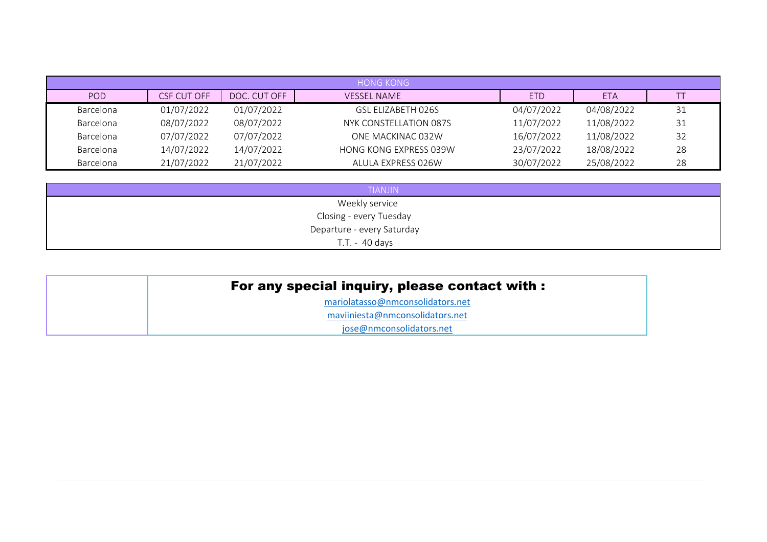| HONG KONG | | | | | | |
|---|---|---|---|---|---|---|
| POD | CSF CUT OFF | DOC. CUT OFF | VESSEL NAME | ETD | ETA | TT |
| Barcelona | 01/07/2022 | 01/07/2022 | GSL ELIZABETH 026S | 04/07/2022 | 04/08/2022 | 31 |
| Barcelona | 08/07/2022 | 08/07/2022 | NYK CONSTELLATION 087S | 11/07/2022 | 11/08/2022 | 31 |
| Barcelona | 07/07/2022 | 07/07/2022 | ONE MACKINAC 032W | 16/07/2022 | 11/08/2022 | 32 |
| Barcelona | 14/07/2022 | 14/07/2022 | HONG KONG EXPRESS 039W | 23/07/2022 | 18/08/2022 | 28 |
| Barcelona | 21/07/2022 | 21/07/2022 | ALULA EXPRESS 026W | 30/07/2022 | 25/08/2022 | 28 |

| TIANJIN |
|---|
| Weekly service |
| Closing - every Tuesday |
| Departure - every Saturday |
| T.T. - 40 days |

**For any special inquiry, please contact with :**

mariolatasso@nmconsolidators.net

maviiniesta@nmconsolidators.net

jose@nmconsolidators.net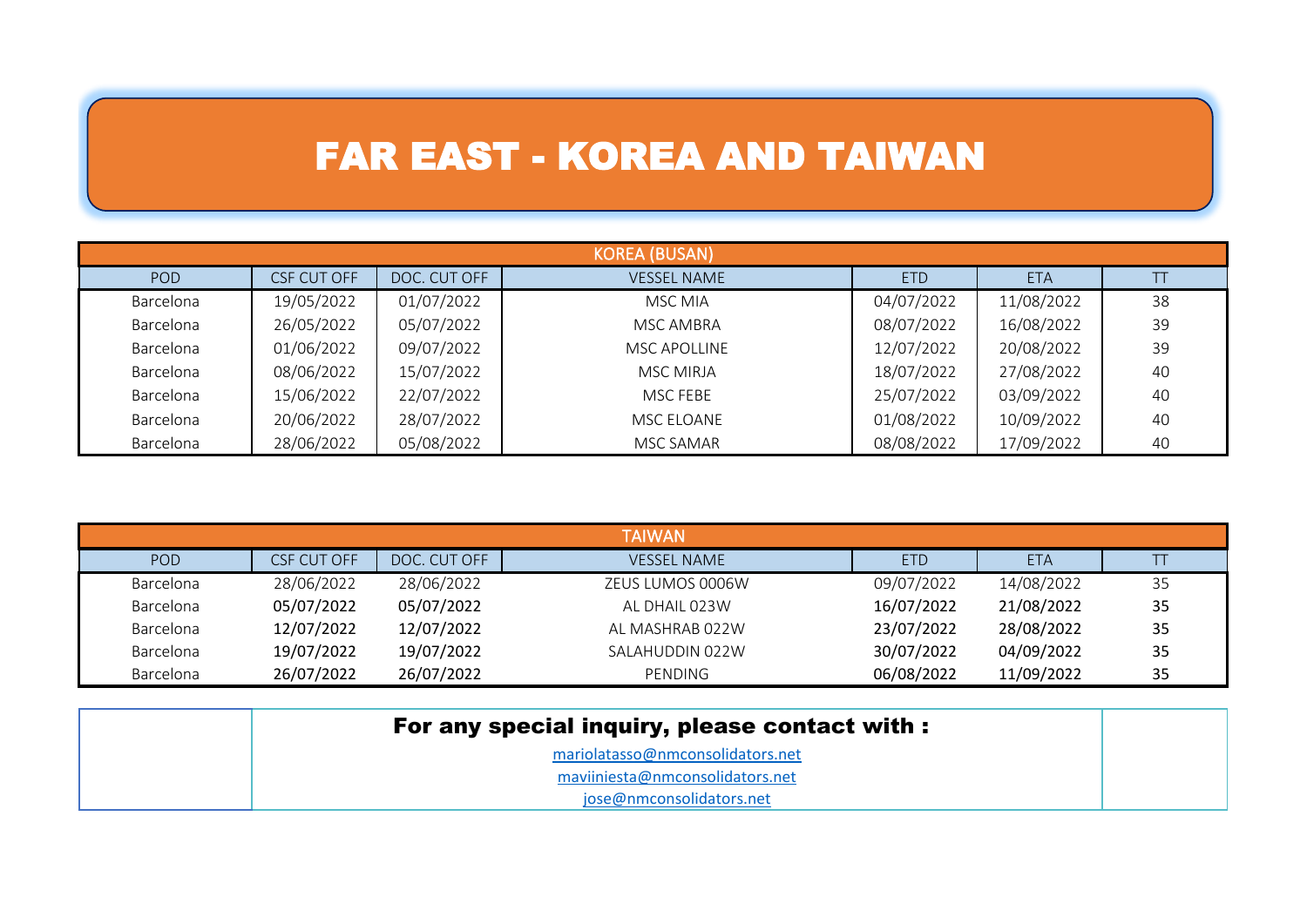# FAR EAST - KOREA AND TAIWAN

| KOREA (BUSAN) | | | | | | |
|---|---|---|---|---|---|---|
| POD | CSF CUT OFF | DOC. CUT OFF | VESSEL NAME | ETD | ETA | TT |
| Barcelona | 19/05/2022 | 01/07/2022 | MSC MIA | 04/07/2022 | 11/08/2022 | 38 |
| Barcelona | 26/05/2022 | 05/07/2022 | MSC AMBRA | 08/07/2022 | 16/08/2022 | 39 |
| Barcelona | 01/06/2022 | 09/07/2022 | MSC APOLLINE | 12/07/2022 | 20/08/2022 | 39 |
| Barcelona | 08/06/2022 | 15/07/2022 | MSC MIRJA | 18/07/2022 | 27/08/2022 | 40 |
| Barcelona | 15/06/2022 | 22/07/2022 | MSC FEBE | 25/07/2022 | 03/09/2022 | 40 |
| Barcelona | 20/06/2022 | 28/07/2022 | MSC ELOANE | 01/08/2022 | 10/09/2022 | 40 |
| Barcelona | 28/06/2022 | 05/08/2022 | MSC SAMAR | 08/08/2022 | 17/09/2022 | 40 |

| TAIWAN | | | | | | |
|---|---|---|---|---|---|---|
| POD | CSF CUT OFF | DOC. CUT OFF | VESSEL NAME | ETD | ETA | TT |
| Barcelona | 28/06/2022 | 28/06/2022 | ZEUS LUMOS 0006W | 09/07/2022 | 14/08/2022 | 35 |
| Barcelona | 05/07/2022 | 05/07/2022 | AL DHAIL 023W | 16/07/2022 | 21/08/2022 | 35 |
| Barcelona | 12/07/2022 | 12/07/2022 | AL MASHRAB 022W | 23/07/2022 | 28/08/2022 | 35 |
| Barcelona | 19/07/2022 | 19/07/2022 | SALAHUDDIN 022W | 30/07/2022 | 04/09/2022 | 35 |
| Barcelona | 26/07/2022 | 26/07/2022 | PENDING | 06/08/2022 | 11/09/2022 | 35 |

**For any special inquiry, please contact with :**

mariolatasso@nmconsolidators.net

maviiniesta@nmconsolidators.net

jose@nmconsolidators.net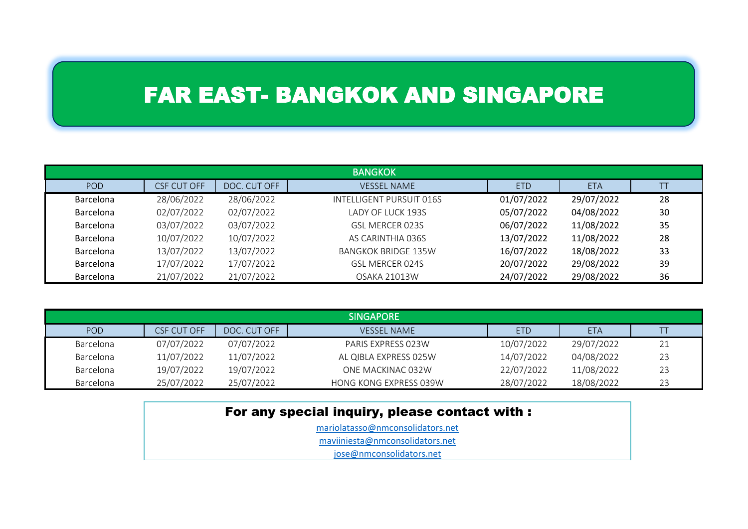# FAR EAST- BANGKOK AND SINGAPORE

| BANGKOK | | | | | | |
|---|---|---|---|---|---|---|
| POD | CSF CUT OFF | DOC. CUT OFF | VESSEL NAME | ETD | ETA | TT |
| Barcelona | 28/06/2022 | 28/06/2022 | INTELLIGENT PURSUIT 016S | 01/07/2022 | 29/07/2022 | 28 |
| Barcelona | 02/07/2022 | 02/07/2022 | LADY OF LUCK 193S | 05/07/2022 | 04/08/2022 | 30 |
| Barcelona | 03/07/2022 | 03/07/2022 | GSL MERCER 023S | 06/07/2022 | 11/08/2022 | 35 |
| Barcelona | 10/07/2022 | 10/07/2022 | AS CARINTHIA 036S | 13/07/2022 | 11/08/2022 | 28 |
| Barcelona | 13/07/2022 | 13/07/2022 | BANGKOK BRIDGE 135W | 16/07/2022 | 18/08/2022 | 33 |
| Barcelona | 17/07/2022 | 17/07/2022 | GSL MERCER 024S | 20/07/2022 | 29/08/2022 | 39 |
| Barcelona | 21/07/2022 | 21/07/2022 | OSAKA 21013W | 24/07/2022 | 29/08/2022 | 36 |

| SINGAPORE | | | | | | |
|---|---|---|---|---|---|---|
| POD | CSF CUT OFF | DOC. CUT OFF | VESSEL NAME | ETD | ETA | TT |
| Barcelona | 07/07/2022 | 07/07/2022 | PARIS EXPRESS 023W | 10/07/2022 | 29/07/2022 | 21 |
| Barcelona | 11/07/2022 | 11/07/2022 | AL QIBLA EXPRESS 025W | 14/07/2022 | 04/08/2022 | 23 |
| Barcelona | 19/07/2022 | 19/07/2022 | ONE MACKINAC 032W | 22/07/2022 | 11/08/2022 | 23 |
| Barcelona | 25/07/2022 | 25/07/2022 | HONG KONG EXPRESS 039W | 28/07/2022 | 18/08/2022 | 23 |

**For any special inquiry, please contact with :**

mariolatasso@nmconsolidators.net

maviiniesta@nmconsolidators.net

jose@nmconsolidators.net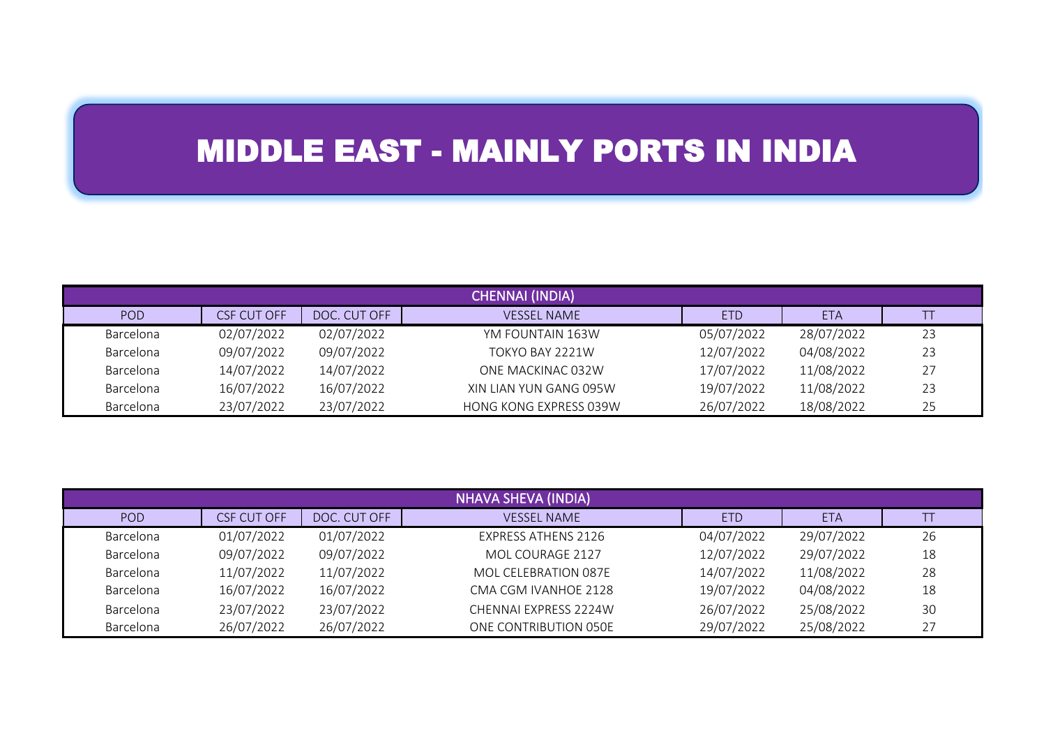# MIDDLE EAST - MAINLY PORTS IN INDIA

## CHENNAI (INDIA)

| POD | CSF CUT OFF | DOC. CUT OFF | VESSEL NAME | ETD | ETA | TT |
|---|---|---|---|---|---|---|
| Barcelona | 02/07/2022 | 02/07/2022 | YM FOUNTAIN 163W | 05/07/2022 | 28/07/2022 | 23 |
| Barcelona | 09/07/2022 | 09/07/2022 | TOKYO BAY 2221W | 12/07/2022 | 04/08/2022 | 23 |
| Barcelona | 14/07/2022 | 14/07/2022 | ONE MACKINAC 032W | 17/07/2022 | 11/08/2022 | 27 |
| Barcelona | 16/07/2022 | 16/07/2022 | XIN LIAN YUN GANG 095W | 19/07/2022 | 11/08/2022 | 23 |
| Barcelona | 23/07/2022 | 23/07/2022 | HONG KONG EXPRESS 039W | 26/07/2022 | 18/08/2022 | 25 |

## NHAVA SHEVA (INDIA)

| POD | CSF CUT OFF | DOC. CUT OFF | VESSEL NAME | ETD | ETA | TT |
|---|---|---|---|---|---|---|
| Barcelona | 01/07/2022 | 01/07/2022 | EXPRESS ATHENS 2126 | 04/07/2022 | 29/07/2022 | 26 |
| Barcelona | 09/07/2022 | 09/07/2022 | MOL COURAGE 2127 | 12/07/2022 | 29/07/2022 | 18 |
| Barcelona | 11/07/2022 | 11/07/2022 | MOL CELEBRATION 087E | 14/07/2022 | 11/08/2022 | 28 |
| Barcelona | 16/07/2022 | 16/07/2022 | CMA CGM IVANHOE 2128 | 19/07/2022 | 04/08/2022 | 18 |
| Barcelona | 23/07/2022 | 23/07/2022 | CHENNAI EXPRESS 2224W | 26/07/2022 | 25/08/2022 | 30 |
| Barcelona | 26/07/2022 | 26/07/2022 | ONE CONTRIBUTION 050E | 29/07/2022 | 25/08/2022 | 27 |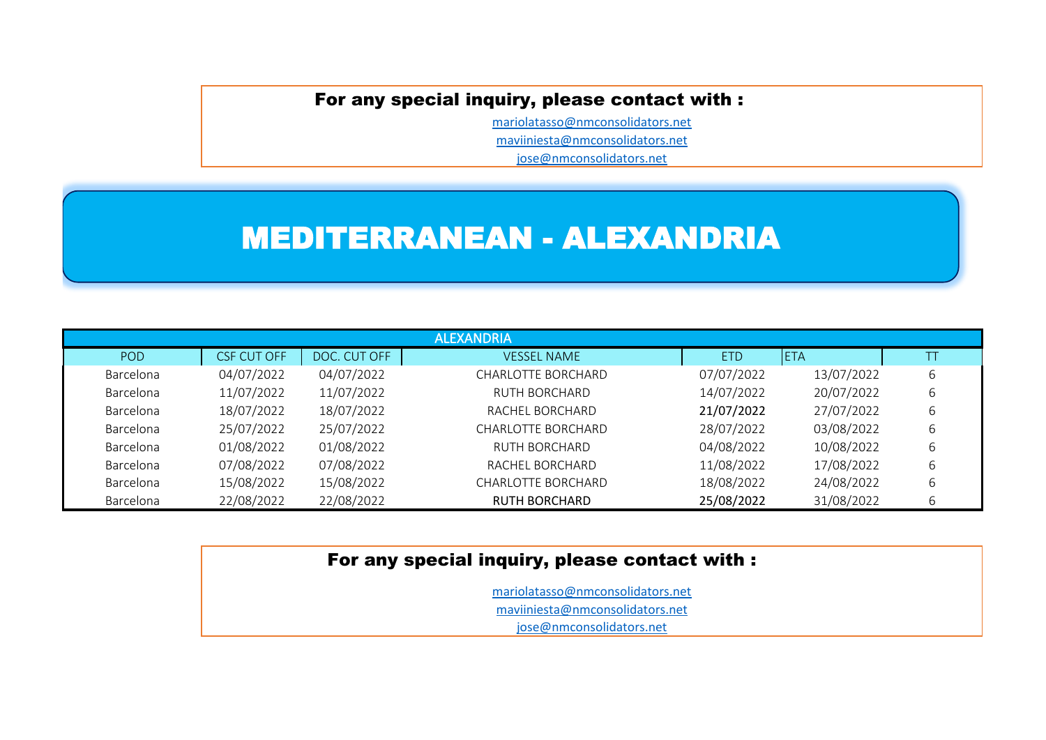**For any special inquiry, please contact with :**

mariolatasso@nmconsolidators.net
maviiniesta@nmconsolidators.net
jose@nmconsolidators.net

# MEDITERRANEAN - ALEXANDRIA

| ALEXANDRIA | | | | | | |
|---|---|---|---|---|---|---|
| POD | CSF CUT OFF | DOC. CUT OFF | VESSEL NAME | ETD | ETA | TT |
| Barcelona | 04/07/2022 | 04/07/2022 | CHARLOTTE BORCHARD | 07/07/2022 | 13/07/2022 | 6 |
| Barcelona | 11/07/2022 | 11/07/2022 | RUTH BORCHARD | 14/07/2022 | 20/07/2022 | 6 |
| Barcelona | 18/07/2022 | 18/07/2022 | RACHEL BORCHARD | 21/07/2022 | 27/07/2022 | 6 |
| Barcelona | 25/07/2022 | 25/07/2022 | CHARLOTTE BORCHARD | 28/07/2022 | 03/08/2022 | 6 |
| Barcelona | 01/08/2022 | 01/08/2022 | RUTH BORCHARD | 04/08/2022 | 10/08/2022 | 6 |
| Barcelona | 07/08/2022 | 07/08/2022 | RACHEL BORCHARD | 11/08/2022 | 17/08/2022 | 6 |
| Barcelona | 15/08/2022 | 15/08/2022 | CHARLOTTE BORCHARD | 18/08/2022 | 24/08/2022 | 6 |
| Barcelona | 22/08/2022 | 22/08/2022 | RUTH BORCHARD | 25/08/2022 | 31/08/2022 | 6 |

**For any special inquiry, please contact with :**

mariolatasso@nmconsolidators.net
maviiniesta@nmconsolidators.net
jose@nmconsolidators.net